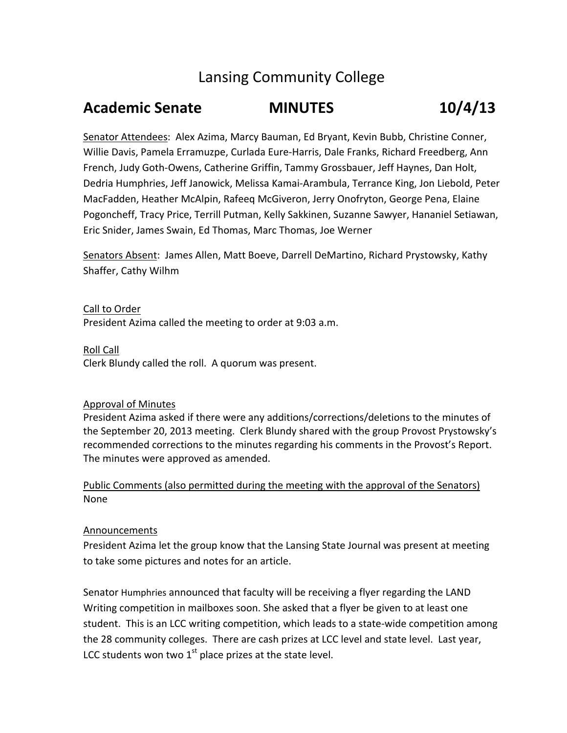# Lansing Community College

## Academic Senate MINUTES 10/4/13

Senator Attendees: Alex Azima, Marcy Bauman, Ed Bryant, Kevin Bubb, Christine Conner, Willie Davis, Pamela Erramuzpe, Curlada Eure-Harris, Dale Franks, Richard Freedberg, Ann French, Judy Goth-Owens, Catherine Griffin, Tammy Grossbauer, Jeff Haynes, Dan Holt, Dedria Humphries, Jeff Janowick, Melissa Kamai-Arambula, Terrance King, Jon Liebold, Peter MacFadden, Heather McAlpin, Rafeeq McGiveron, Jerry Onofryton, George Pena, Elaine Pogoncheff, Tracy Price, Terrill Putman, Kelly Sakkinen, Suzanne Sawyer, Hananiel Setiawan, Eric Snider, James Swain, Ed Thomas, Marc Thomas, Joe Werner

Senators Absent: James Allen, Matt Boeve, Darrell DeMartino, Richard Prystowsky, Kathy Shaffer, Cathy Wilhm

Call to Order
President Azima called the meeting to order at 9:03 a.m.

Roll Call
Clerk Blundy called the roll. A quorum was present.

Approval of Minutes
President Azima asked if there were any additions/corrections/deletions to the minutes of the September 20, 2013 meeting. Clerk Blundy shared with the group Provost Prystowsky's recommended corrections to the minutes regarding his comments in the Provost's Report. The minutes were approved as amended.

Public Comments (also permitted during the meeting with the approval of the Senators)
None

Announcements
President Azima let the group know that the Lansing State Journal was present at meeting to take some pictures and notes for an article.

Senator Humphries announced that faculty will be receiving a flyer regarding the LAND Writing competition in mailboxes soon. She asked that a flyer be given to at least one student. This is an LCC writing competition, which leads to a state-wide competition among the 28 community colleges. There are cash prizes at LCC level and state level. Last year, LCC students won two 1st place prizes at the state level.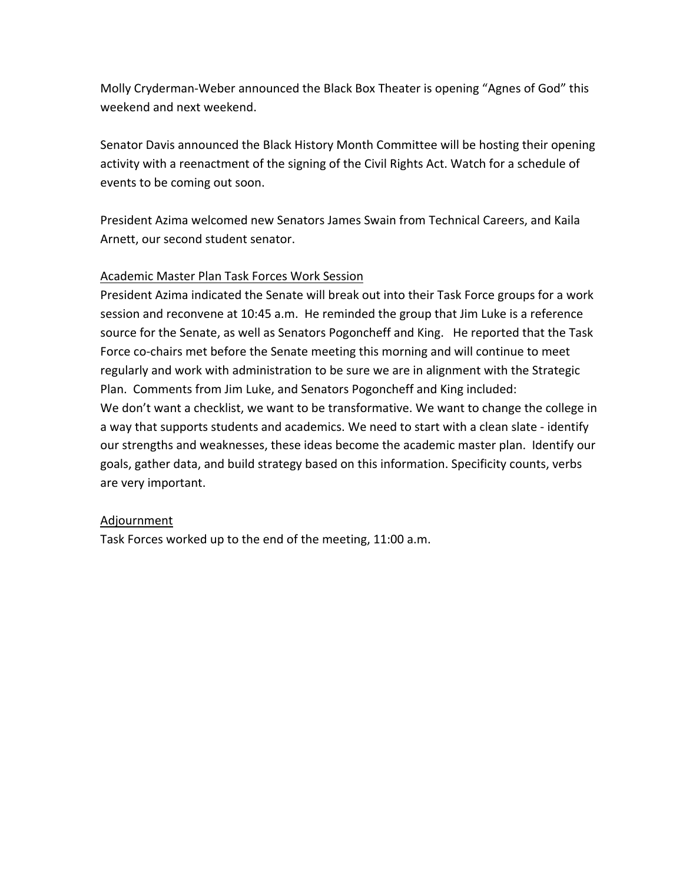Molly Cryderman-Weber announced the Black Box Theater is opening "Agnes of God" this weekend and next weekend.

Senator Davis announced the Black History Month Committee will be hosting their opening activity with a reenactment of the signing of the Civil Rights Act. Watch for a schedule of events to be coming out soon.

President Azima welcomed new Senators James Swain from Technical Careers, and Kaila Arnett, our second student senator.

<u>Academic Master Plan Task Forces Work Session</u>

President Azima indicated the Senate will break out into their Task Force groups for a work session and reconvene at 10:45 a.m. He reminded the group that Jim Luke is a reference source for the Senate, as well as Senators Pogoncheff and King. He reported that the Task Force co-chairs met before the Senate meeting this morning and will continue to meet regularly and work with administration to be sure we are in alignment with the Strategic Plan. Comments from Jim Luke, and Senators Pogoncheff and King included:

We don't want a checklist, we want to be transformative. We want to change the college in a way that supports students and academics. We need to start with a clean slate - identify our strengths and weaknesses, these ideas become the academic master plan. Identify our goals, gather data, and build strategy based on this information. Specificity counts, verbs are very important.

<u>Adjournment</u>

Task Forces worked up to the end of the meeting, 11:00 a.m.